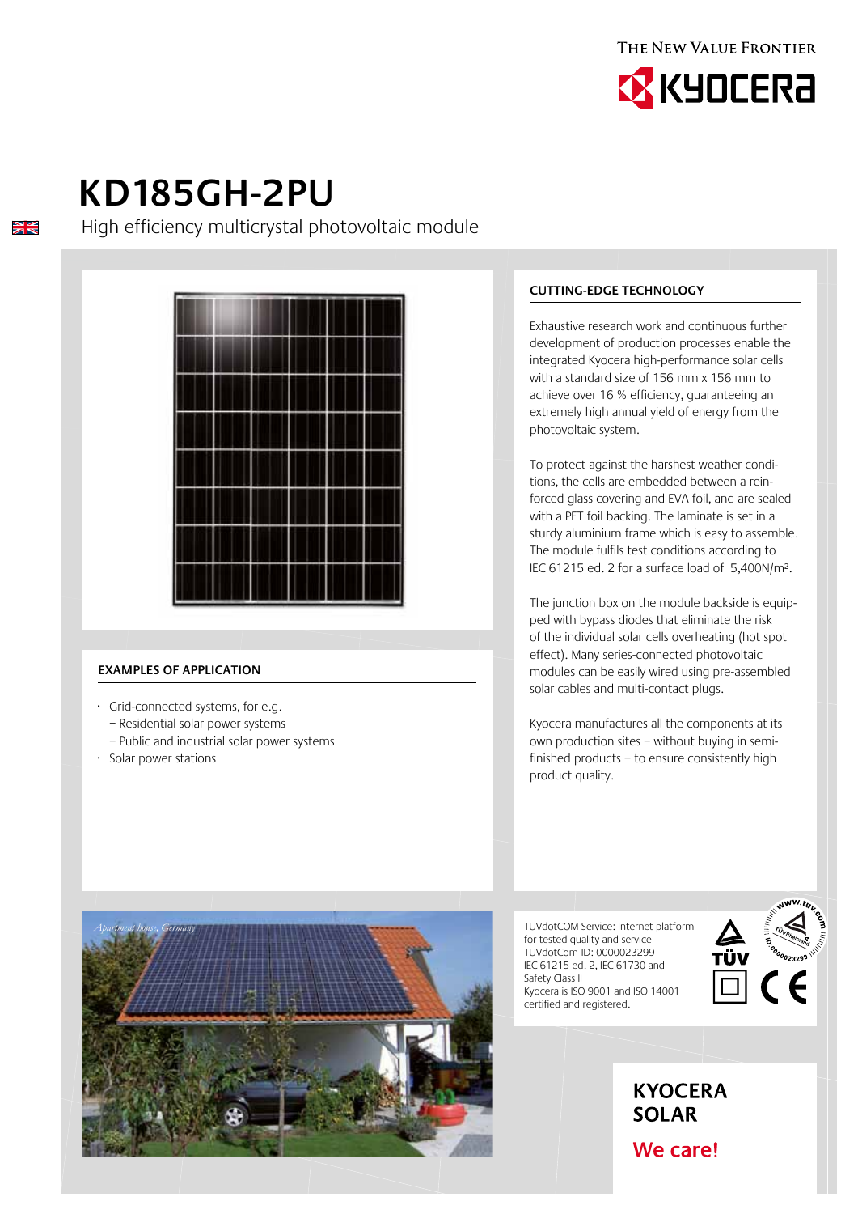THE NEW VALUE FRONTIER

KYOCERA

# KD185GH-2PU

High efficiency multicrystal photovoltaic module

## EXAMPLES OF APPLICATION

- Grid-connected systems, for e.g.
  - Residential solar power systems
  - Public and industrial solar power systems
- Solar power stations

Apartment house, Germany

## CUTTING-EDGE TECHNOLOGY

Exhaustive research work and continuous further development of production processes enable the integrated Kyocera high-performance solar cells with a standard size of 156 mm x 156 mm to achieve over 16 % efficiency, guaranteeing an extremely high annual yield of energy from the photovoltaic system.

To protect against the harshest weather conditions, the cells are embedded between a reinforced glass covering and EVA foil, and are sealed with a PET foil backing. The laminate is set in a sturdy aluminium frame which is easy to assemble. The module fulfils test conditions according to IEC 61215 ed. 2 for a surface load of 5,400N/m².

The junction box on the module backside is equipped with bypass diodes that eliminate the risk of the individual solar cells overheating (hot spot effect). Many series-connected photovoltaic modules can be easily wired using pre-assembled solar cables and multi-contact plugs.

Kyocera manufactures all the components at its own production sites – without buying in semi-finished products – to ensure consistently high product quality.

TUVdotCOM Service: Internet platform for tested quality and service
TUVdotCom-ID: 0000023299
IEC 61215 ed. 2, IEC 61730 and Safety Class II
Kyocera is ISO 9001 and ISO 14001 certified and registered.

www.tuv.com TÜVRheinland ID 0000023299

TÜV

CE

**KYOCERA SOLAR**

**We care!**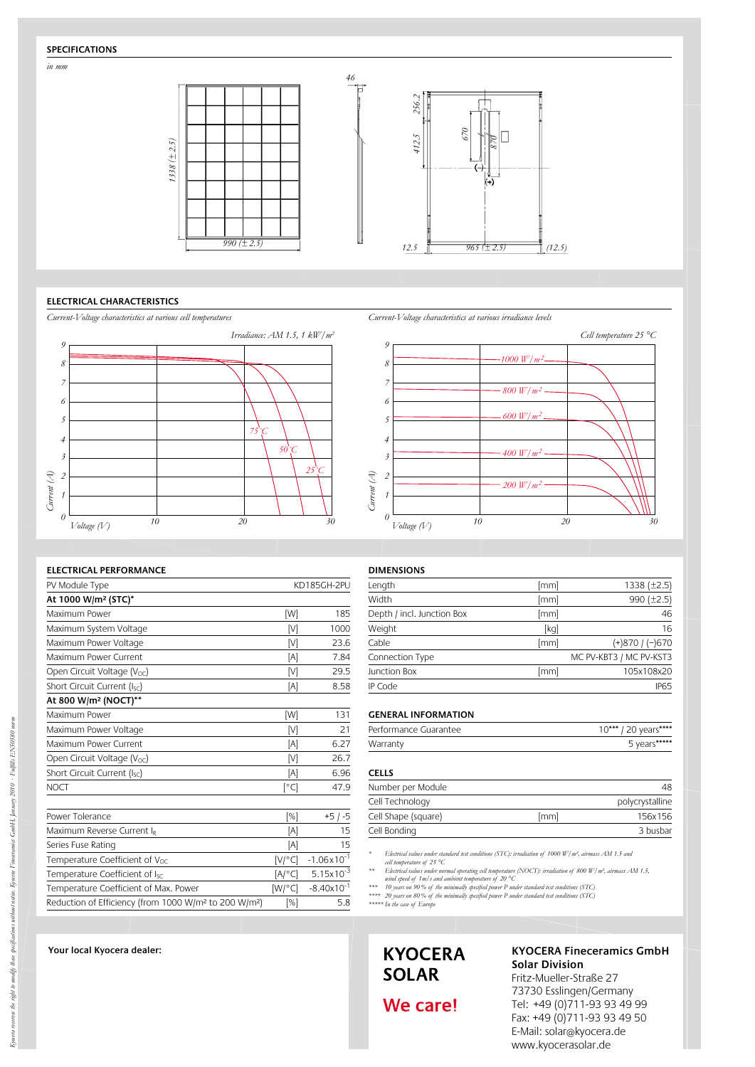## SPECIFICATIONS

*in mm*

1338 (± 2.5)
990 (± 2.5)
46
256.2
412.5
670
870
(−)
(+)
12.5
965 (± 2.5)
(12.5)

## ELECTRICAL CHARACTERISTICS

*Current-Voltage characteristics at various cell temperatures*

Irradiance: AM 1.5, 1 kW/m²
75°C
50°C
25°C
Current (A)
Voltage (V)
0 1 2 3 4 5 6 7 8 9
10 20 30

*Current-Voltage characteristics at various irradiance levels*

Cell temperature 25 °C
1000 W/m²
800 W/m²
600 W/m²
400 W/m²
200 W/m²
Current (A)
Voltage (V)
0 1 2 3 4 5 6 7 8 9
10 20 30

## ELECTRICAL PERFORMANCE

| | | |
|---|---|---|
| PV Module Type | | KD185GH-2PU |
| **At 1000 W/m² (STC)*** | | |
| Maximum Power | [W] | 185 |
| Maximum System Voltage | [V] | 1000 |
| Maximum Power Voltage | [V] | 23.6 |
| Maximum Power Current | [A] | 7.84 |
| Open Circuit Voltage ($V_{OC}$) | [V] | 29.5 |
| Short Circuit Current ($I_{SC}$) | [A] | 8.58 |
| **At 800 W/m² (NOCT)**** | | |
| Maximum Power | [W] | 131 |
| Maximum Power Voltage | [V] | 21 |
| Maximum Power Current | [A] | 6.27 |
| Open Circuit Voltage ($V_{OC}$) | [V] | 26.7 |
| Short Circuit Current ($I_{SC}$) | [A] | 6.96 |
| NOCT | [°C] | 47.9 |
| | | |
| Power Tolerance | [%] | +5 / -5 |
| Maximum Reverse Current $I_R$ | [A] | 15 |
| Series Fuse Rating | [A] | 15 |
| Temperature Coefficient of $V_{OC}$ | [V/°C] | $-1.06x10^{-1}$ |
| Temperature Coefficient of $I_{SC}$ | [A/°C] | $5.15x10^{-3}$ |
| Temperature Coefficient of Max. Power | [W/°C] | $-8.40x10^{-1}$ |
| Reduction of Efficiency (from 1000 W/m² to 200 W/m²) | [%] | 5.8 |

## DIMENSIONS

| | | |
|---|---|---|
| Length | [mm] | 1338 (±2.5) |
| Width | [mm] | 990 (±2.5) |
| Depth / incl. Junction Box | [mm] | 46 |
| Weight | [kg] | 16 |
| Cable | [mm] | (+)870 / (−)670 |
| Connection Type | | MC PV-KBT3 / MC PV-KST3 |
| Junction Box | [mm] | 105x108x20 |
| IP Code | | IP65 |

## GENERAL INFORMATION

| | |
|---|---|
| Performance Guarantee | 10*** / 20 years**** |
| Warranty | 5 years***** |

## CELLS

| | | |
|---|---|---|
| Number per Module | | 48 |
| Cell Technology | | polycrystalline |
| Cell Shape (square) | [mm] | 156x156 |
| Cell Bonding | | 3 busbar |

\* Electrical values under standard test conditions (STC): irradiation of 1000 W/m², airmass AM 1.5 and cell temperature of 25 °C

\*\* Electrical values under normal operating cell temperature (NOCT): irradiation of 800 W/m², airmass AM 1.5, wind speed of 1m/s and ambient temperature of 20 °C

\*\*\* 10 years on 90% of the minimally specified power P under standard test conditions (STC)

\*\*\*\* 20 years on 80% of the minimally specified power P under standard test conditions (STC)

\*\*\*\*\* In the case of Europe

**Your local Kyocera dealer:**

**KYOCERA SOLAR**

**We care!**

**KYOCERA Fineceramics GmbH**
**Solar Division**
Fritz-Mueller-Straße 27
73730 Esslingen/Germany
Tel: +49 (0)711-93 93 49 99
Fax: +49 (0)711-93 93 49 50
E-Mail: solar@kyocera.de
www.kyocerasolar.de

Kyocera reserves the right to modify these specifications without notice. Kyocera Fineceramics GmbH, January 2010 · Fulfills EN50380 norm